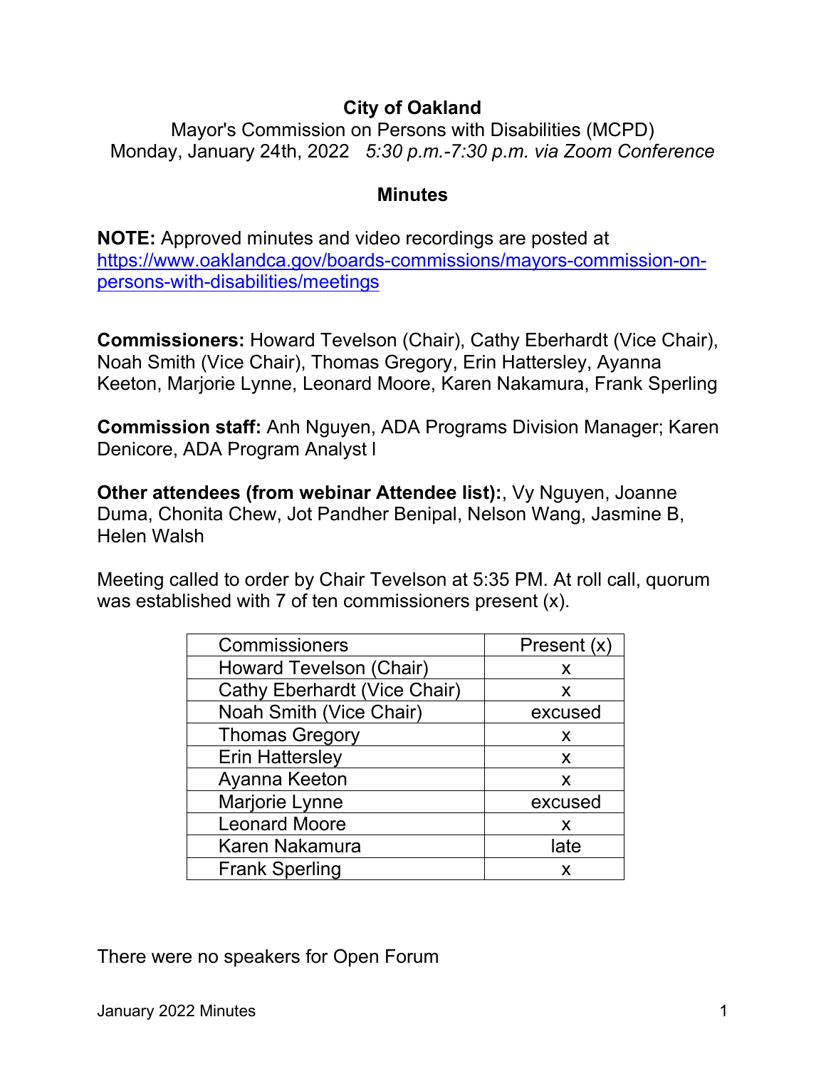# City of Oakland

Mayor's Commission on Persons with Disabilities (MCPD)
Monday, January 24th, 2022 *5:30 p.m.-7:30 p.m. via Zoom Conference*

## Minutes

**NOTE:** Approved minutes and video recordings are posted at [https://www.oaklandca.gov/boards-commissions/mayors-commission-on-persons-with-disabilities/meetings](https://www.oaklandca.gov/boards-commissions/mayors-commission-on-persons-with-disabilities/meetings)

**Commissioners:** Howard Tevelson (Chair), Cathy Eberhardt (Vice Chair), Noah Smith (Vice Chair), Thomas Gregory, Erin Hattersley, Ayanna Keeton, Marjorie Lynne, Leonard Moore, Karen Nakamura, Frank Sperling

**Commission staff:** Anh Nguyen, ADA Programs Division Manager; Karen Denicore, ADA Program Analyst I

**Other attendees (from webinar Attendee list):**, Vy Nguyen, Joanne Duma, Chonita Chew, Jot Pandher Benipal, Nelson Wang, Jasmine B, Helen Walsh

Meeting called to order by Chair Tevelson at 5:35 PM. At roll call, quorum was established with 7 of ten commissioners present (x).

| Commissioners | Present (x) |
|---|---|
| Howard Tevelson (Chair) | x |
| Cathy Eberhardt (Vice Chair) | x |
| Noah Smith (Vice Chair) | excused |
| Thomas Gregory | x |
| Erin Hattersley | x |
| Ayanna Keeton | x |
| Marjorie Lynne | excused |
| Leonard Moore | x |
| Karen Nakamura | late |
| Frank Sperling | x |

There were no speakers for Open Forum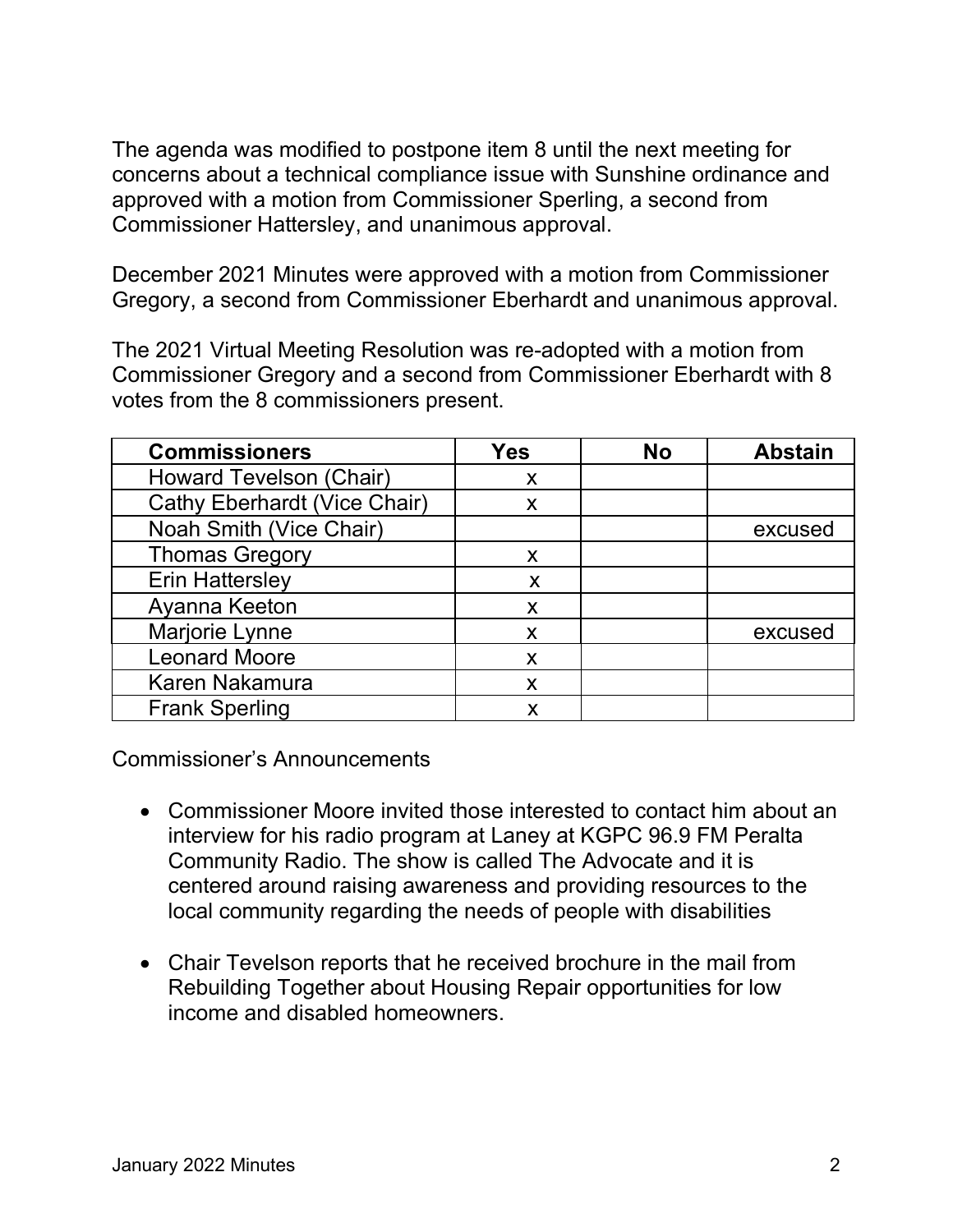The agenda was modified to postpone item 8 until the next meeting for concerns about a technical compliance issue with Sunshine ordinance and approved with a motion from Commissioner Sperling, a second from Commissioner Hattersley, and unanimous approval.

December 2021 Minutes were approved with a motion from Commissioner Gregory, a second from Commissioner Eberhardt and unanimous approval.

The 2021 Virtual Meeting Resolution was re-adopted with a motion from Commissioner Gregory and a second from Commissioner Eberhardt with 8 votes from the 8 commissioners present.

| Commissioners | Yes | No | Abstain |
| --- | --- | --- | --- |
| Howard Tevelson (Chair) | x | | |
| Cathy Eberhardt (Vice Chair) | x | | |
| Noah Smith (Vice Chair) | | | excused |
| Thomas Gregory | x | | |
| Erin Hattersley | x | | |
| Ayanna Keeton | x | | |
| Marjorie Lynne | x | | excused |
| Leonard Moore | x | | |
| Karen Nakamura | x | | |
| Frank Sperling | x | | |

Commissioner's Announcements

- Commissioner Moore invited those interested to contact him about an interview for his radio program at Laney at KGPC 96.9 FM Peralta Community Radio. The show is called The Advocate and it is centered around raising awareness and providing resources to the local community regarding the needs of people with disabilities

- Chair Tevelson reports that he received brochure in the mail from Rebuilding Together about Housing Repair opportunities for low income and disabled homeowners.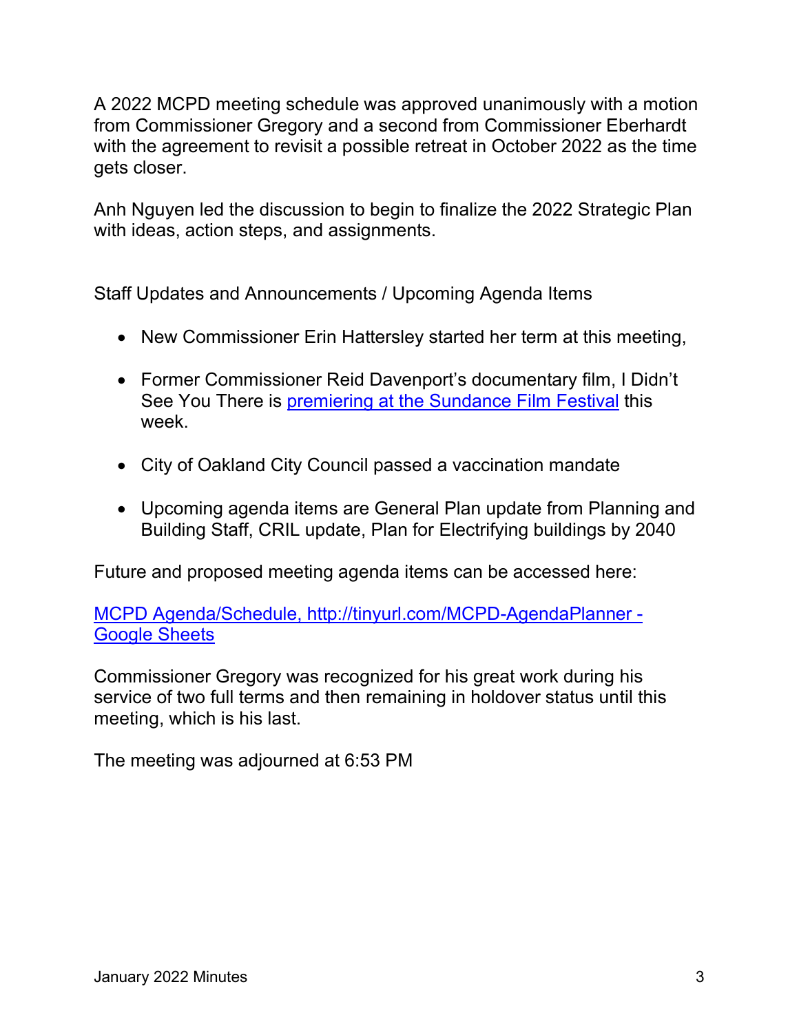A 2022 MCPD meeting schedule was approved unanimously with a motion from Commissioner Gregory and a second from Commissioner Eberhardt with the agreement to revisit a possible retreat in October 2022 as the time gets closer.

Anh Nguyen led the discussion to begin to finalize the 2022 Strategic Plan with ideas, action steps, and assignments.

Staff Updates and Announcements / Upcoming Agenda Items

- New Commissioner Erin Hattersley started her term at this meeting,
- Former Commissioner Reid Davenport's documentary film, I Didn't See You There is premiering at the Sundance Film Festival this week.
- City of Oakland City Council passed a vaccination mandate
- Upcoming agenda items are General Plan update from Planning and Building Staff, CRIL update, Plan for Electrifying buildings by 2040

Future and proposed meeting agenda items can be accessed here:

MCPD Agenda/Schedule, http://tinyurl.com/MCPD-AgendaPlanner - Google Sheets

Commissioner Gregory was recognized for his great work during his service of two full terms and then remaining in holdover status until this meeting, which is his last.

The meeting was adjourned at 6:53 PM